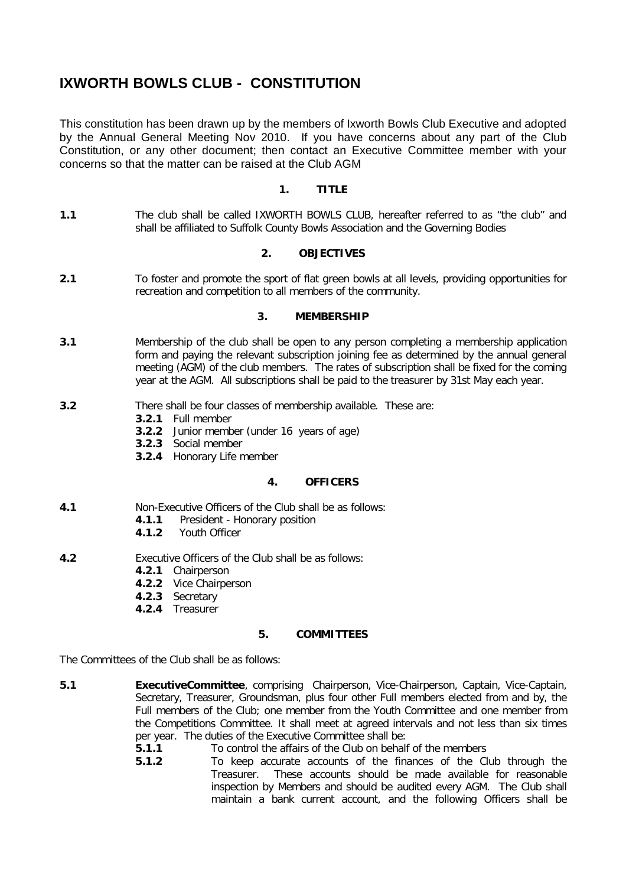# IXWORTH BOWLS CLUB - CONSTITUTION

This constitution has been drawn up by the members of Ixworth Bowls Club Executive and adopted by the Annual General Meeting Nov 2010. If you have concerns about any part of the Club Constitution, or any other document; then contact an Executive Committee member with your concerns so that the matter can be raised at the Club AGM

## 1. TITLE

**1.1** The club shall be called IXWORTH BOWLS CLUB, hereafter referred to as "the club" and shall be affiliated to Suffolk County Bowls Association and the Governing Bodies

## 2. OBJECTIVES

**2.1** To foster and promote the sport of flat green bowls at all levels, providing opportunities for recreation and competition to all members of the community.

## 3. MEMBERSHIP

**3.1** Membership of the club shall be open to any person completing a membership application form and paying the relevant subscription joining fee as determined by the annual general meeting (AGM) of the club members. The rates of subscription shall be fixed for the coming year at the AGM. All subscriptions shall be paid to the treasurer by 31st May each year.

**3.2** There shall be four classes of membership available. These are:

- **3.2.1** Full member
- **3.2.2** Junior member (under 16 years of age)
- **3.2.3** Social member
- **3.2.4** Honorary Life member

## 4. OFFICERS

**4.1** Non-Executive Officers of the Club shall be as follows:

- **4.1.1** President - Honorary position
- **4.1.2** Youth Officer

**4.2** Executive Officers of the Club shall be as follows:

- **4.2.1** Chairperson
- **4.2.2** Vice Chairperson
- **4.2.3** Secretary
- **4.2.4** Treasurer

## 5. COMMITTEES

The Committees of the Club shall be as follows:

**5.1** **ExecutiveCommittee**, comprising Chairperson, Vice-Chairperson, Captain, Vice-Captain, Secretary, Treasurer, Groundsman, plus four other Full members elected from and by, the Full members of the Club; one member from the Youth Committee and one member from the Competitions Committee. It shall meet at agreed intervals and not less than six times per year. The duties of the Executive Committee shall be:

- **5.1.1** To control the affairs of the Club on behalf of the members
- **5.1.2** To keep accurate accounts of the finances of the Club through the Treasurer. These accounts should be made available for reasonable inspection by Members and should be audited every AGM. The Club shall maintain a bank current account, and the following Officers shall be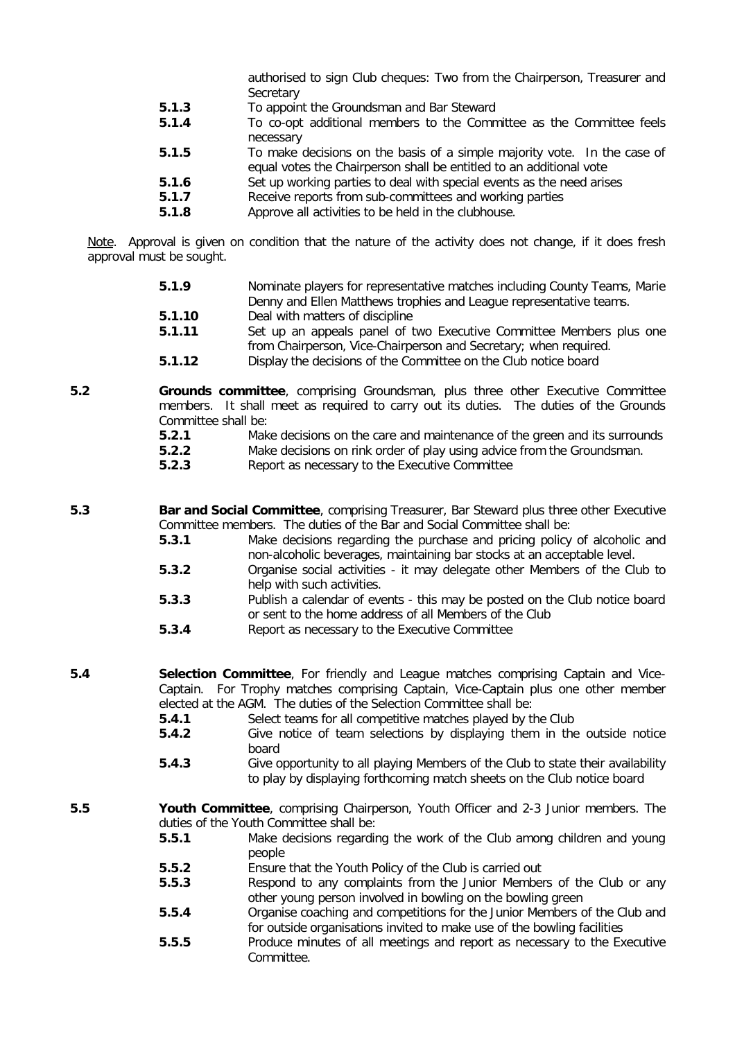authorised to sign Club cheques: Two from the Chairperson, Treasurer and Secretary

**5.1.3** To appoint the Groundsman and Bar Steward

**5.1.4** To co-opt additional members to the Committee as the Committee feels necessary

**5.1.5** To make decisions on the basis of a simple majority vote. In the case of equal votes the Chairperson shall be entitled to an additional vote

**5.1.6** Set up working parties to deal with special events as the need arises

**5.1.7** Receive reports from sub-committees and working parties

**5.1.8** Approve all activities to be held in the clubhouse.

Note. Approval is given on condition that the nature of the activity does not change, if it does fresh approval must be sought.

**5.1.9** Nominate players for representative matches including County Teams, Marie Denny and Ellen Matthews trophies and League representative teams.

**5.1.10** Deal with matters of discipline

**5.1.11** Set up an appeals panel of two Executive Committee Members plus one from Chairperson, Vice-Chairperson and Secretary; when required.

**5.1.12** Display the decisions of the Committee on the Club notice board

**5.2** **Grounds committee**, comprising Groundsman, plus three other Executive Committee members. It shall meet as required to carry out its duties. The duties of the Grounds Committee shall be:

**5.2.1** Make decisions on the care and maintenance of the green and its surrounds

**5.2.2** Make decisions on rink order of play using advice from the Groundsman.

**5.2.3** Report as necessary to the Executive Committee

**5.3** **Bar and Social Committee**, comprising Treasurer, Bar Steward plus three other Executive Committee members. The duties of the Bar and Social Committee shall be:

**5.3.1** Make decisions regarding the purchase and pricing policy of alcoholic and non-alcoholic beverages, maintaining bar stocks at an acceptable level.

**5.3.2** Organise social activities - it may delegate other Members of the Club to help with such activities.

**5.3.3** Publish a calendar of events - this may be posted on the Club notice board or sent to the home address of all Members of the Club

**5.3.4** Report as necessary to the Executive Committee

**5.4** **Selection Committee**, For friendly and League matches comprising Captain and Vice-Captain. For Trophy matches comprising Captain, Vice-Captain plus one other member elected at the AGM. The duties of the Selection Committee shall be:

**5.4.1** Select teams for all competitive matches played by the Club

**5.4.2** Give notice of team selections by displaying them in the outside notice board

**5.4.3** Give opportunity to all playing Members of the Club to state their availability to play by displaying forthcoming match sheets on the Club notice board

**5.5** **Youth Committee**, comprising Chairperson, Youth Officer and 2-3 Junior members. The duties of the Youth Committee shall be:

**5.5.1** Make decisions regarding the work of the Club among children and young people

**5.5.2** Ensure that the Youth Policy of the Club is carried out

**5.5.3** Respond to any complaints from the Junior Members of the Club or any other young person involved in bowling on the bowling green

**5.5.4** Organise coaching and competitions for the Junior Members of the Club and for outside organisations invited to make use of the bowling facilities

**5.5.5** Produce minutes of all meetings and report as necessary to the Executive Committee.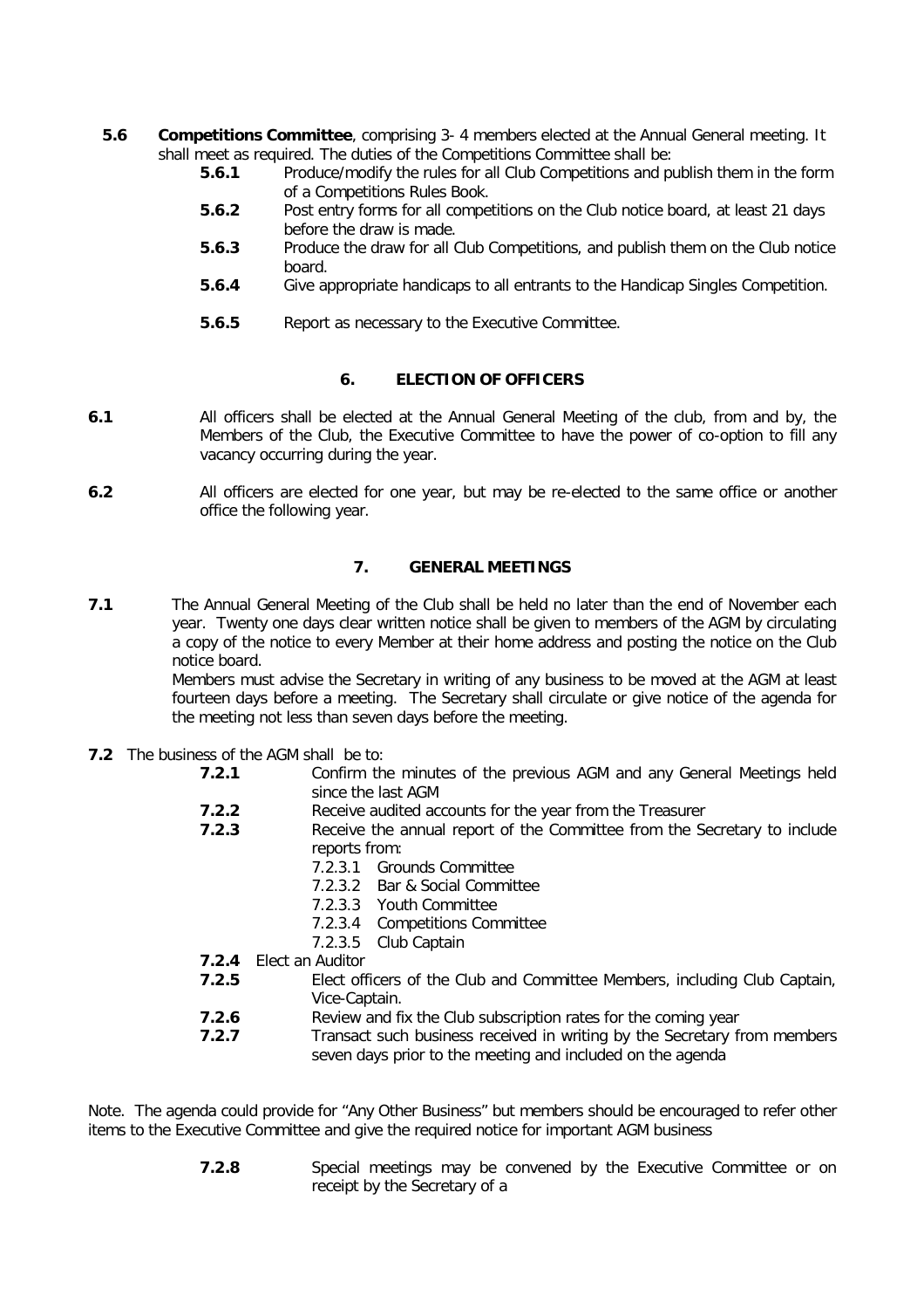**5.6** **Competitions Committee**, comprising 3- 4 members elected at the Annual General meeting. It shall meet as required. The duties of the Competitions Committee shall be:

- **5.6.1** Produce/modify the rules for all Club Competitions and publish them in the form of a Competitions Rules Book.
- **5.6.2** Post entry forms for all competitions on the Club notice board, at least 21 days before the draw is made.
- **5.6.3** Produce the draw for all Club Competitions, and publish them on the Club notice board.
- **5.6.4** Give appropriate handicaps to all entrants to the Handicap Singles Competition.
- **5.6.5** Report as necessary to the Executive Committee.

## 6. ELECTION OF OFFICERS

**6.1** All officers shall be elected at the Annual General Meeting of the club, from and by, the Members of the Club, the Executive Committee to have the power of co-option to fill any vacancy occurring during the year.

**6.2** All officers are elected for one year, but may be re-elected to the same office or another office the following year.

## 7. GENERAL MEETINGS

**7.1** The Annual General Meeting of the Club shall be held no later than the end of November each year. Twenty one days clear written notice shall be given to members of the AGM by circulating a copy of the notice to every Member at their home address and posting the notice on the Club notice board.

Members must advise the Secretary in writing of any business to be moved at the AGM at least fourteen days before a meeting. The Secretary shall circulate or give notice of the agenda for the meeting not less than seven days before the meeting.

**7.2** The business of the AGM shall be to:

- **7.2.1** Confirm the minutes of the previous AGM and any General Meetings held since the last AGM
- **7.2.2** Receive audited accounts for the year from the Treasurer
- **7.2.3** Receive the annual report of the Committee from the Secretary to include reports from:
  - 7.2.3.1 Grounds Committee
  - 7.2.3.2 Bar & Social Committee
  - 7.2.3.3 Youth Committee
  - 7.2.3.4 Competitions Committee
  - 7.2.3.5 Club Captain
- **7.2.4** Elect an Auditor
- **7.2.5** Elect officers of the Club and Committee Members, including Club Captain, Vice-Captain.
- **7.2.6** Review and fix the Club subscription rates for the coming year
- **7.2.7** Transact such business received in writing by the Secretary from members seven days prior to the meeting and included on the agenda

Note. The agenda could provide for "Any Other Business" but members should be encouraged to refer other items to the Executive Committee and give the required notice for important AGM business

- **7.2.8** Special meetings may be convened by the Executive Committee or on receipt by the Secretary of a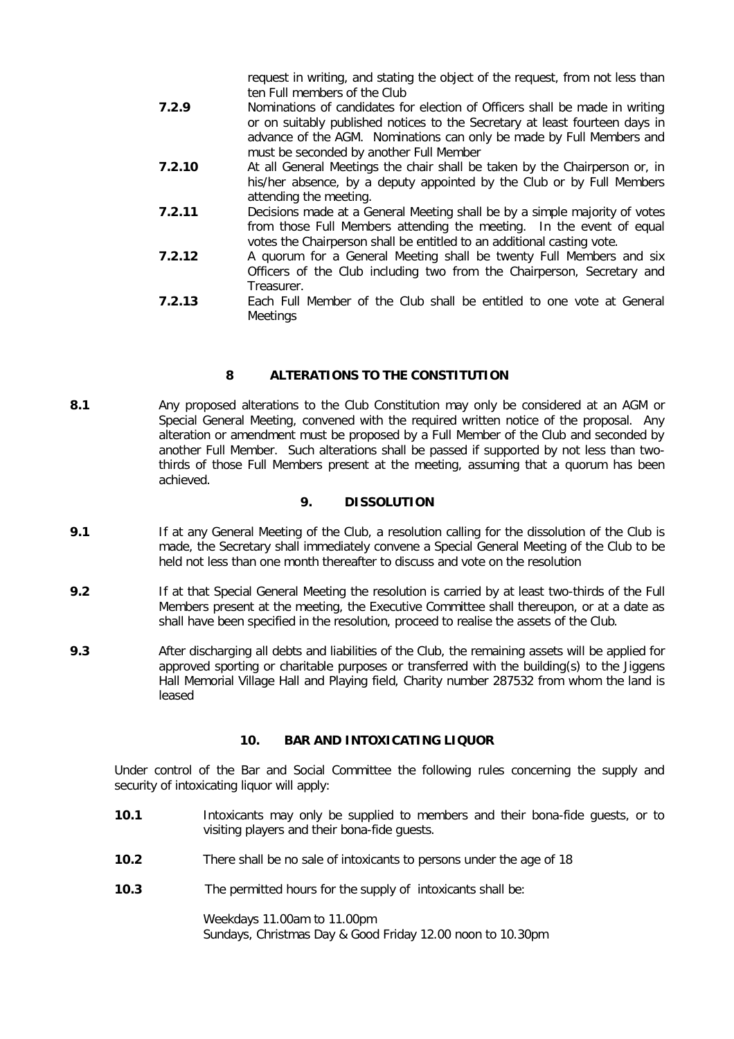request in writing, and stating the object of the request, from not less than ten Full members of the Club

**7.2.9** Nominations of candidates for election of Officers shall be made in writing or on suitably published notices to the Secretary at least fourteen days in advance of the AGM. Nominations can only be made by Full Members and must be seconded by another Full Member

**7.2.10** At all General Meetings the chair shall be taken by the Chairperson or, in his/her absence, by a deputy appointed by the Club or by Full Members attending the meeting.

**7.2.11** Decisions made at a General Meeting shall be by a simple majority of votes from those Full Members attending the meeting. In the event of equal votes the Chairperson shall be entitled to an additional casting vote.

**7.2.12** A quorum for a General Meeting shall be twenty Full Members and six Officers of the Club including two from the Chairperson, Secretary and Treasurer.

**7.2.13** Each Full Member of the Club shall be entitled to one vote at General Meetings

## 8 ALTERATIONS TO THE CONSTITUTION

**8.1** Any proposed alterations to the Club Constitution may only be considered at an AGM or Special General Meeting, convened with the required written notice of the proposal. Any alteration or amendment must be proposed by a Full Member of the Club and seconded by another Full Member. Such alterations shall be passed if supported by not less than two-thirds of those Full Members present at the meeting, assuming that a quorum has been achieved.

## 9. DISSOLUTION

**9.1** If at any General Meeting of the Club, a resolution calling for the dissolution of the Club is made, the Secretary shall immediately convene a Special General Meeting of the Club to be held not less than one month thereafter to discuss and vote on the resolution

**9.2** If at that Special General Meeting the resolution is carried by at least two-thirds of the Full Members present at the meeting, the Executive Committee shall thereupon, or at a date as shall have been specified in the resolution, proceed to realise the assets of the Club.

**9.3** After discharging all debts and liabilities of the Club, the remaining assets will be applied for approved sporting or charitable purposes or transferred with the building(s) to the Jiggens Hall Memorial Village Hall and Playing field, Charity number 287532 from whom the land is leased

## 10. BAR AND INTOXICATING LIQUOR

Under control of the Bar and Social Committee the following rules concerning the supply and security of intoxicating liquor will apply:

**10.1** Intoxicants may only be supplied to members and their bona-fide guests, or to visiting players and their bona-fide guests.

**10.2** There shall be no sale of intoxicants to persons under the age of 18

**10.3** The permitted hours for the supply of intoxicants shall be:

Weekdays 11.00am to 11.00pm
Sundays, Christmas Day & Good Friday 12.00 noon to 10.30pm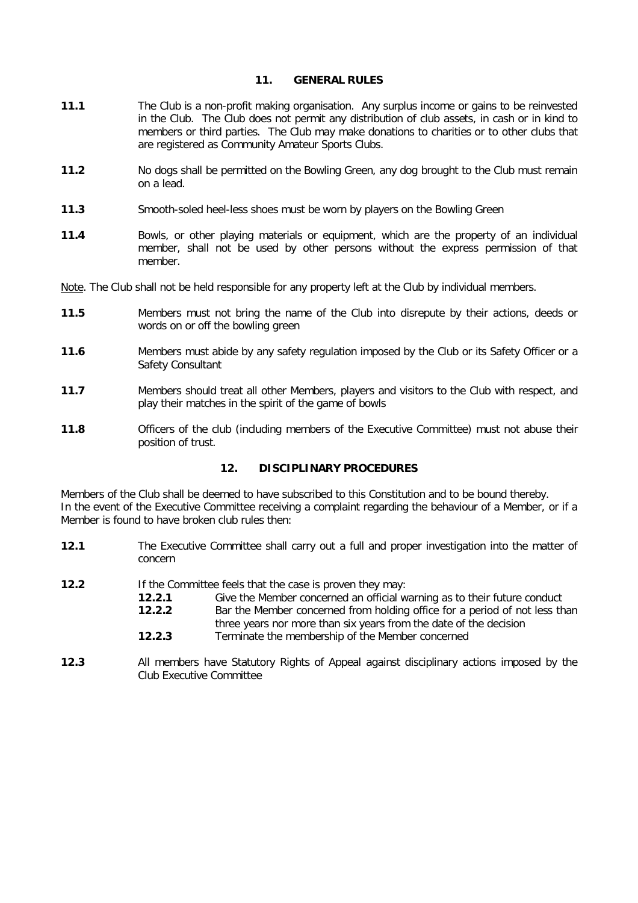## 11. GENERAL RULES

**11.1** The Club is a non-profit making organisation. Any surplus income or gains to be reinvested in the Club. The Club does not permit any distribution of club assets, in cash or in kind to members or third parties. The Club may make donations to charities or to other clubs that are registered as Community Amateur Sports Clubs.

**11.2** No dogs shall be permitted on the Bowling Green, any dog brought to the Club must remain on a lead.

**11.3** Smooth-soled heel-less shoes must be worn by players on the Bowling Green

**11.4** Bowls, or other playing materials or equipment, which are the property of an individual member, shall not be used by other persons without the express permission of that member.

Note. The Club shall not be held responsible for any property left at the Club by individual members.

**11.5** Members must not bring the name of the Club into disrepute by their actions, deeds or words on or off the bowling green

**11.6** Members must abide by any safety regulation imposed by the Club or its Safety Officer or a Safety Consultant

**11.7** Members should treat all other Members, players and visitors to the Club with respect, and play their matches in the spirit of the game of bowls

**11.8** Officers of the club (including members of the Executive Committee) must not abuse their position of trust.

## 12. DISCIPLINARY PROCEDURES

Members of the Club shall be deemed to have subscribed to this Constitution and to be bound thereby.
In the event of the Executive Committee receiving a complaint regarding the behaviour of a Member, or if a Member is found to have broken club rules then:

**12.1** The Executive Committee shall carry out a full and proper investigation into the matter of concern

**12.2** If the Committee feels that the case is proven they may:

- **12.2.1** Give the Member concerned an official warning as to their future conduct
- **12.2.2** Bar the Member concerned from holding office for a period of not less than three years nor more than six years from the date of the decision
- **12.2.3** Terminate the membership of the Member concerned

**12.3** All members have Statutory Rights of Appeal against disciplinary actions imposed by the Club Executive Committee